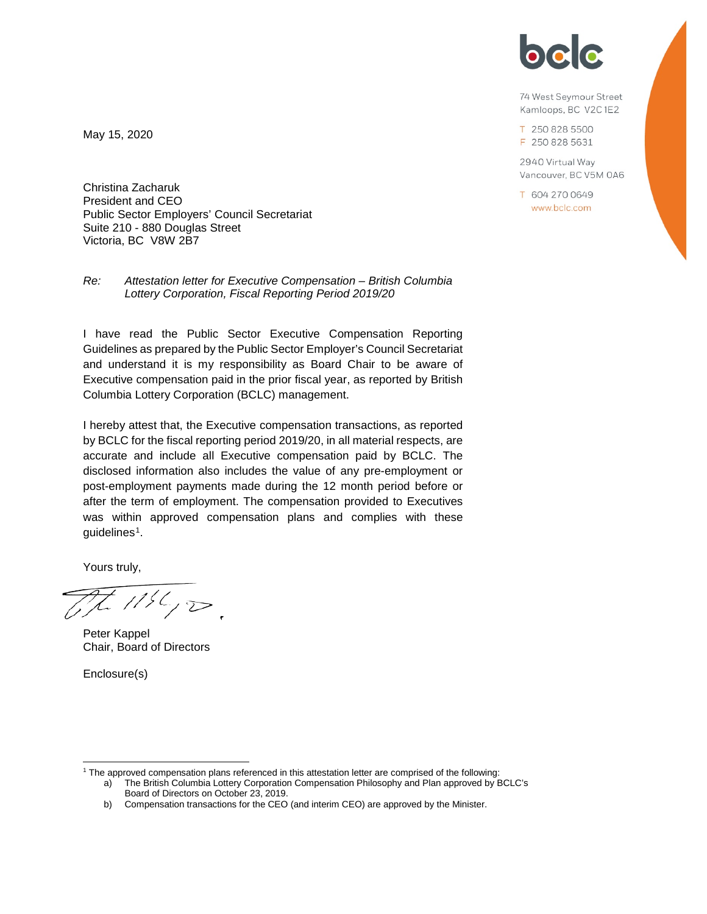bclc

74 West Seymour Street
Kamloops, BC V2C 1E2

T 250 828 5500
F 250 828 5631

2940 Virtual Way
Vancouver, BC V5M 0A6

T 604 270 0649
www.bclc.com

May 15, 2020

Christina Zacharuk
President and CEO
Public Sector Employers' Council Secretariat
Suite 210 - 880 Douglas Street
Victoria, BC V8W 2B7

*Re: Attestation letter for Executive Compensation – British Columbia Lottery Corporation, Fiscal Reporting Period 2019/20*

I have read the Public Sector Executive Compensation Reporting Guidelines as prepared by the Public Sector Employer's Council Secretariat and understand it is my responsibility as Board Chair to be aware of Executive compensation paid in the prior fiscal year, as reported by British Columbia Lottery Corporation (BCLC) management.

I hereby attest that, the Executive compensation transactions, as reported by BCLC for the fiscal reporting period 2019/20, in all material respects, are accurate and include all Executive compensation paid by BCLC. The disclosed information also includes the value of any pre-employment or post-employment payments made during the 12 month period before or after the term of employment. The compensation provided to Executives was within approved compensation plans and complies with these guidelines[1].

Yours truly,

Peter Kappel
Chair, Board of Directors

Enclosure(s)

---

[1] The approved compensation plans referenced in this attestation letter are comprised of the following:

a) The British Columbia Lottery Corporation Compensation Philosophy and Plan approved by BCLC's Board of Directors on October 23, 2019.

b) Compensation transactions for the CEO (and interim CEO) are approved by the Minister.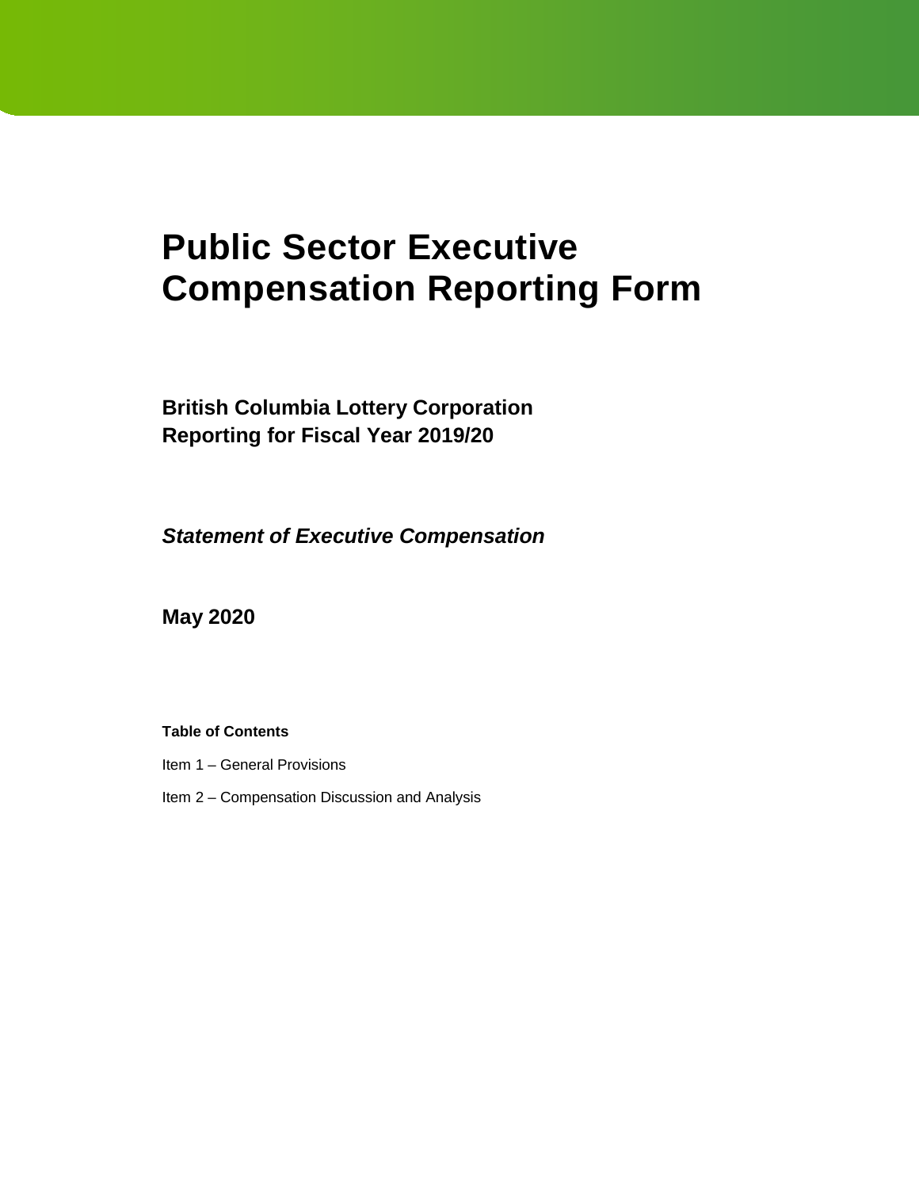# Public Sector Executive Compensation Reporting Form

**British Columbia Lottery Corporation**
**Reporting for Fiscal Year 2019/20**

***Statement of Executive Compensation***

**May 2020**

**Table of Contents**

Item 1 – General Provisions

Item 2 – Compensation Discussion and Analysis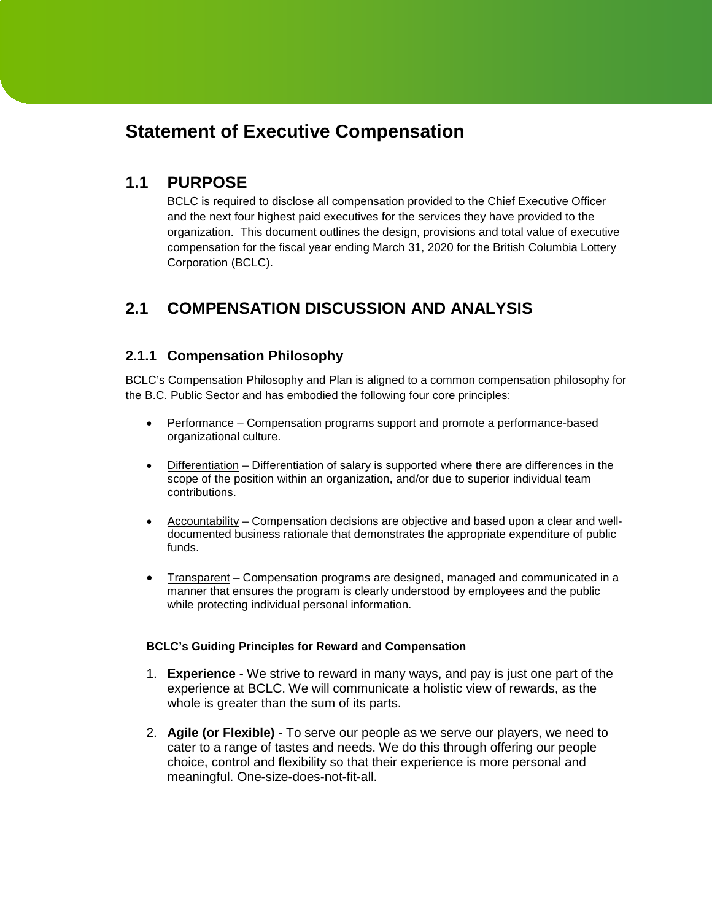# Statement of Executive Compensation

## 1.1 PURPOSE

BCLC is required to disclose all compensation provided to the Chief Executive Officer and the next four highest paid executives for the services they have provided to the organization. This document outlines the design, provisions and total value of executive compensation for the fiscal year ending March 31, 2020 for the British Columbia Lottery Corporation (BCLC).

## 2.1 COMPENSATION DISCUSSION AND ANALYSIS

### 2.1.1 Compensation Philosophy

BCLC's Compensation Philosophy and Plan is aligned to a common compensation philosophy for the B.C. Public Sector and has embodied the following four core principles:

- Performance – Compensation programs support and promote a performance-based organizational culture.
- Differentiation – Differentiation of salary is supported where there are differences in the scope of the position within an organization, and/or due to superior individual team contributions.
- Accountability – Compensation decisions are objective and based upon a clear and well-documented business rationale that demonstrates the appropriate expenditure of public funds.
- Transparent – Compensation programs are designed, managed and communicated in a manner that ensures the program is clearly understood by employees and the public while protecting individual personal information.

**BCLC's Guiding Principles for Reward and Compensation**

1. **Experience -** We strive to reward in many ways, and pay is just one part of the experience at BCLC. We will communicate a holistic view of rewards, as the whole is greater than the sum of its parts.
2. **Agile (or Flexible) -** To serve our people as we serve our players, we need to cater to a range of tastes and needs. We do this through offering our people choice, control and flexibility so that their experience is more personal and meaningful. One-size-does-not-fit-all.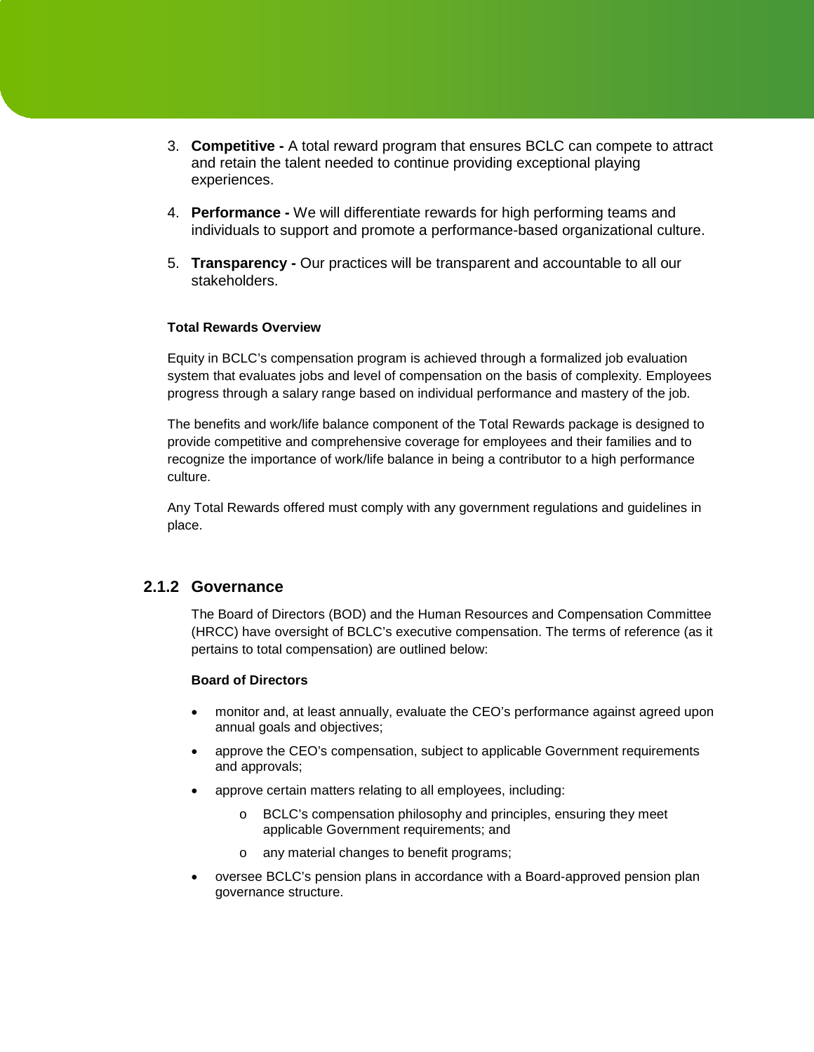3. **Competitive -** A total reward program that ensures BCLC can compete to attract and retain the talent needed to continue providing exceptional playing experiences.

4. **Performance -** We will differentiate rewards for high performing teams and individuals to support and promote a performance-based organizational culture.

5. **Transparency -** Our practices will be transparent and accountable to all our stakeholders.

**Total Rewards Overview**

Equity in BCLC's compensation program is achieved through a formalized job evaluation system that evaluates jobs and level of compensation on the basis of complexity. Employees progress through a salary range based on individual performance and mastery of the job.

The benefits and work/life balance component of the Total Rewards package is designed to provide competitive and comprehensive coverage for employees and their families and to recognize the importance of work/life balance in being a contributor to a high performance culture.

Any Total Rewards offered must comply with any government regulations and guidelines in place.

### 2.1.2 Governance

The Board of Directors (BOD) and the Human Resources and Compensation Committee (HRCC) have oversight of BCLC's executive compensation. The terms of reference (as it pertains to total compensation) are outlined below:

**Board of Directors**

- monitor and, at least annually, evaluate the CEO's performance against agreed upon annual goals and objectives;
- approve the CEO's compensation, subject to applicable Government requirements and approvals;
- approve certain matters relating to all employees, including:
  - BCLC's compensation philosophy and principles, ensuring they meet applicable Government requirements; and
  - any material changes to benefit programs;
- oversee BCLC's pension plans in accordance with a Board-approved pension plan governance structure.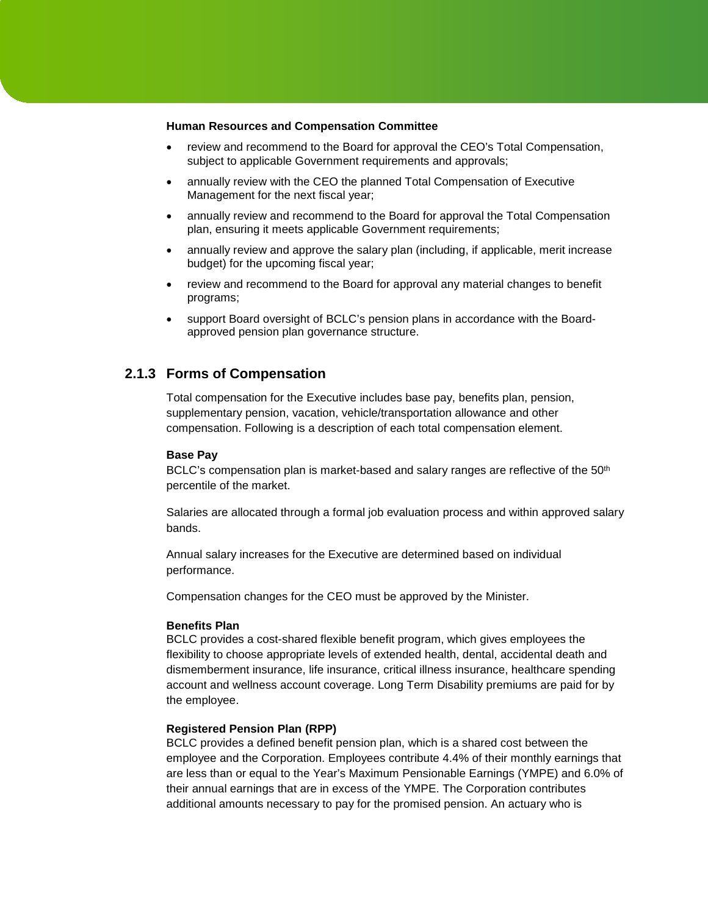**Human Resources and Compensation Committee**

- review and recommend to the Board for approval the CEO's Total Compensation, subject to applicable Government requirements and approvals;
- annually review with the CEO the planned Total Compensation of Executive Management for the next fiscal year;
- annually review and recommend to the Board for approval the Total Compensation plan, ensuring it meets applicable Government requirements;
- annually review and approve the salary plan (including, if applicable, merit increase budget) for the upcoming fiscal year;
- review and recommend to the Board for approval any material changes to benefit programs;
- support Board oversight of BCLC's pension plans in accordance with the Board-approved pension plan governance structure.

### 2.1.3 Forms of Compensation

Total compensation for the Executive includes base pay, benefits plan, pension, supplementary pension, vacation, vehicle/transportation allowance and other compensation. Following is a description of each total compensation element.

**Base Pay**
BCLC's compensation plan is market-based and salary ranges are reflective of the 50th percentile of the market.

Salaries are allocated through a formal job evaluation process and within approved salary bands.

Annual salary increases for the Executive are determined based on individual performance.

Compensation changes for the CEO must be approved by the Minister.

**Benefits Plan**
BCLC provides a cost-shared flexible benefit program, which gives employees the flexibility to choose appropriate levels of extended health, dental, accidental death and dismemberment insurance, life insurance, critical illness insurance, healthcare spending account and wellness account coverage. Long Term Disability premiums are paid for by the employee.

**Registered Pension Plan (RPP)**
BCLC provides a defined benefit pension plan, which is a shared cost between the employee and the Corporation. Employees contribute 4.4% of their monthly earnings that are less than or equal to the Year's Maximum Pensionable Earnings (YMPE) and 6.0% of their annual earnings that are in excess of the YMPE. The Corporation contributes additional amounts necessary to pay for the promised pension. An actuary who is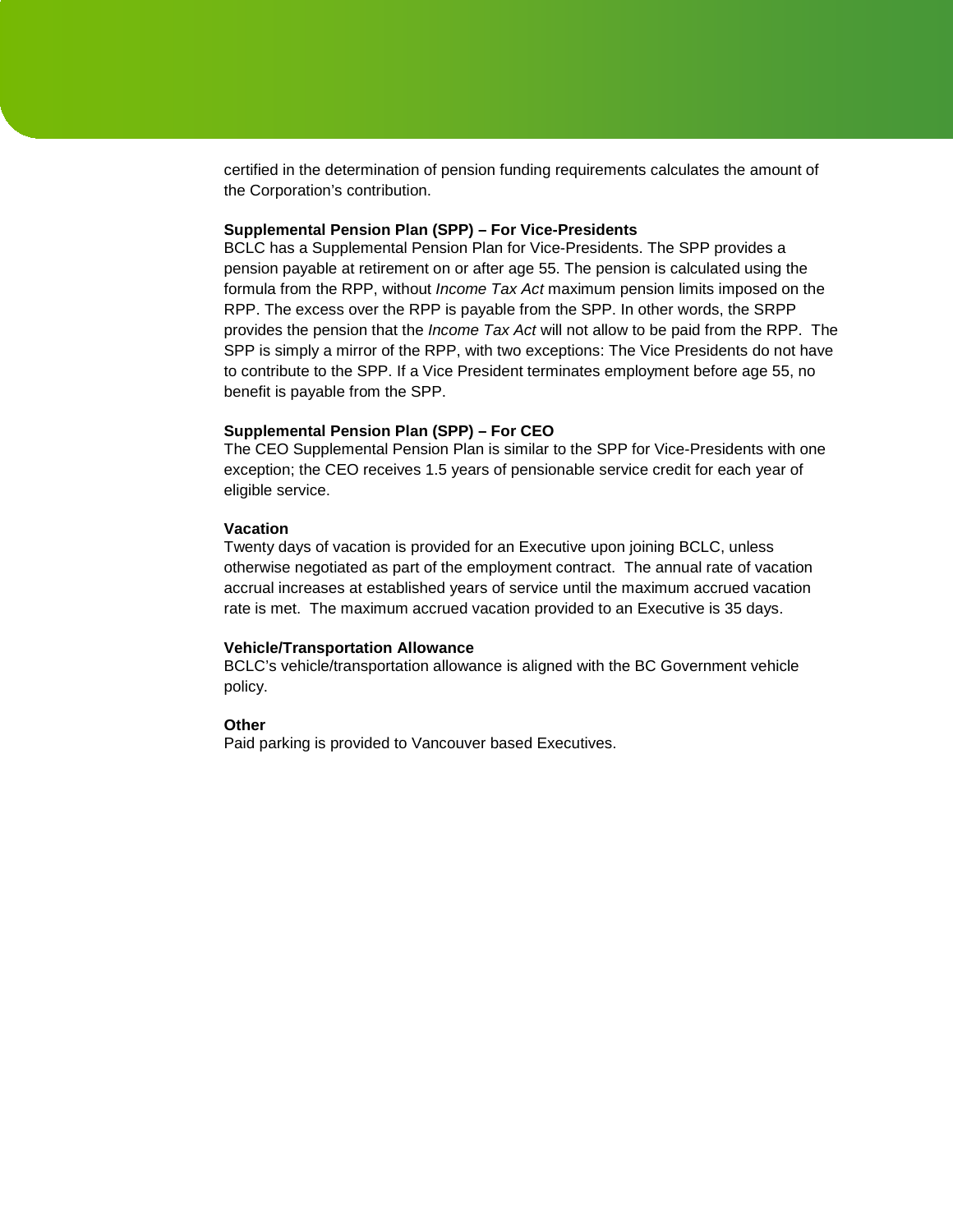certified in the determination of pension funding requirements calculates the amount of the Corporation's contribution.

**Supplemental Pension Plan (SPP) – For Vice-Presidents**

BCLC has a Supplemental Pension Plan for Vice-Presidents. The SPP provides a pension payable at retirement on or after age 55. The pension is calculated using the formula from the RPP, without *Income Tax Act* maximum pension limits imposed on the RPP. The excess over the RPP is payable from the SPP. In other words, the SRPP provides the pension that the *Income Tax Act* will not allow to be paid from the RPP. The SPP is simply a mirror of the RPP, with two exceptions: The Vice Presidents do not have to contribute to the SPP. If a Vice President terminates employment before age 55, no benefit is payable from the SPP.

**Supplemental Pension Plan (SPP) – For CEO**

The CEO Supplemental Pension Plan is similar to the SPP for Vice-Presidents with one exception; the CEO receives 1.5 years of pensionable service credit for each year of eligible service.

**Vacation**

Twenty days of vacation is provided for an Executive upon joining BCLC, unless otherwise negotiated as part of the employment contract. The annual rate of vacation accrual increases at established years of service until the maximum accrued vacation rate is met. The maximum accrued vacation provided to an Executive is 35 days.

**Vehicle/Transportation Allowance**

BCLC's vehicle/transportation allowance is aligned with the BC Government vehicle policy.

**Other**

Paid parking is provided to Vancouver based Executives.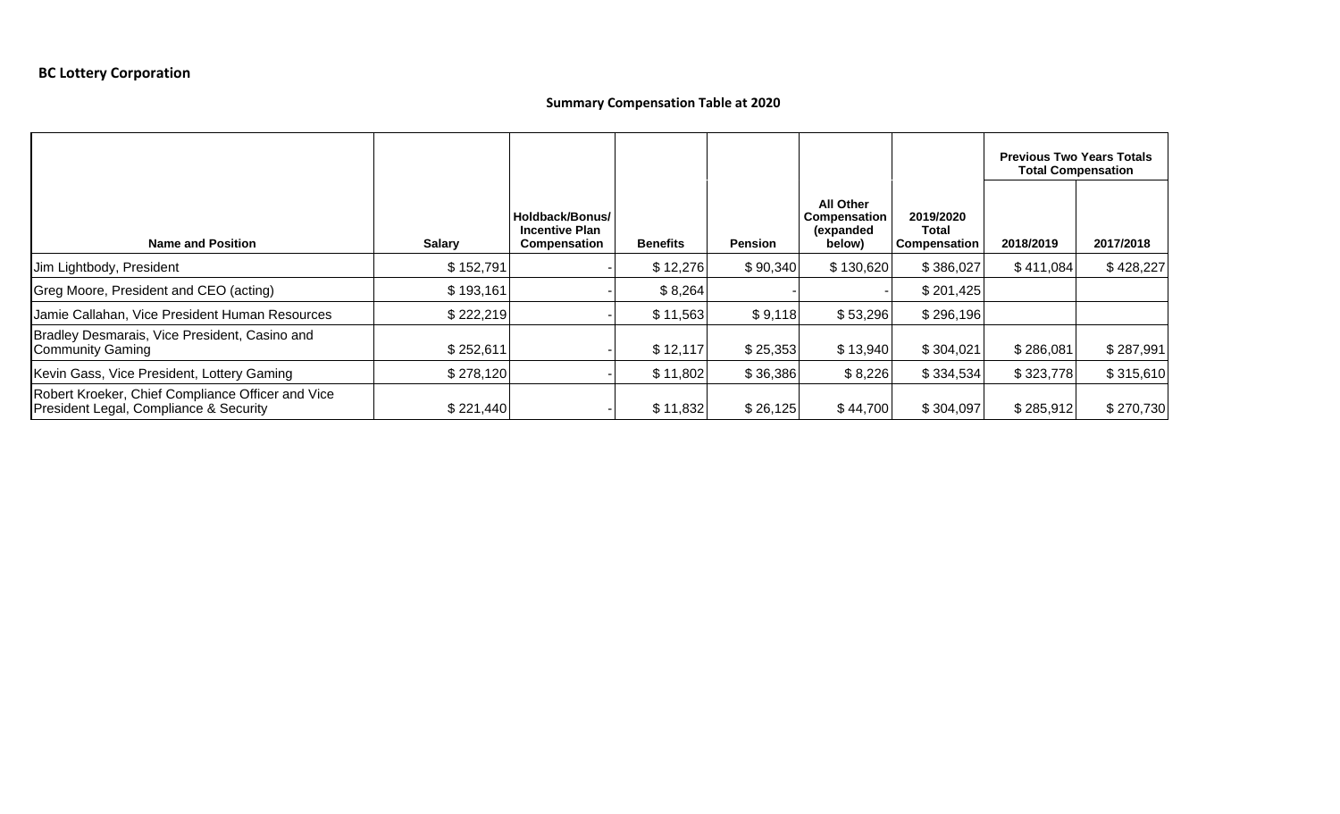**BC Lottery Corporation**

**Summary Compensation Table at 2020**

| Name and Position | Salary | Holdback/Bonus/ Incentive Plan Compensation | Benefits | Pension | All Other Compensation (expanded below) | 2019/2020 Total Compensation | Previous Two Years Totals Total Compensation | |
|---|---|---|---|---|---|---|---|---|
| | | | | | | | 2018/2019 | 2017/2018 |
| Jim Lightbody, President | $ 152,791 | - | $ 12,276 | $ 90,340 | $ 130,620 | $ 386,027 | $ 411,084 | $ 428,227 |
| Greg Moore, President and CEO (acting) | $ 193,161 | - | $ 8,264 | - | - | $ 201,425 | | |
| Jamie Callahan, Vice President Human Resources | $ 222,219 | - | $ 11,563 | $ 9,118 | $ 53,296 | $ 296,196 | | |
| Bradley Desmarais, Vice President, Casino and Community Gaming | $ 252,611 | - | $ 12,117 | $ 25,353 | $ 13,940 | $ 304,021 | $ 286,081 | $ 287,991 |
| Kevin Gass, Vice President, Lottery Gaming | $ 278,120 | - | $ 11,802 | $ 36,386 | $ 8,226 | $ 334,534 | $ 323,778 | $ 315,610 |
| Robert Kroeker, Chief Compliance Officer and Vice President Legal, Compliance & Security | $ 221,440 | - | $ 11,832 | $ 26,125 | $ 44,700 | $ 304,097 | $ 285,912 | $ 270,730 |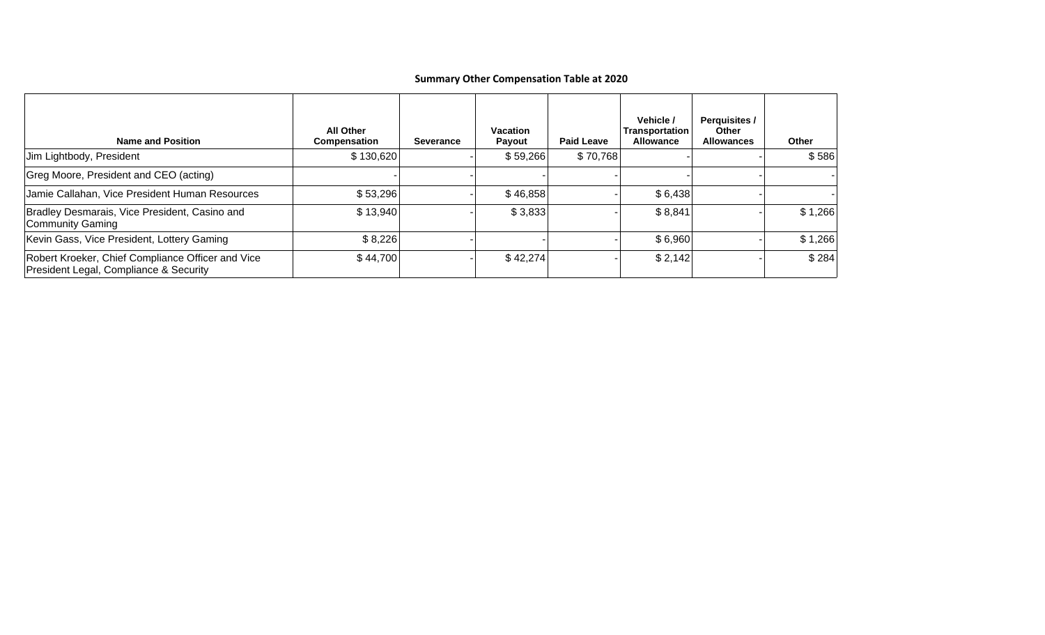**Summary Other Compensation Table at 2020**

| Name and Position | All Other Compensation | Severance | Vacation Payout | Paid Leave | Vehicle / Transportation Allowance | Perquisites / Other Allowances | Other |
|---|---|---|---|---|---|---|---|
| Jim Lightbody, President | $ 130,620 | - | $ 59,266 | $ 70,768 | - | - | $ 586 |
| Greg Moore, President and CEO (acting) | - | - | - | - | - | - | - |
| Jamie Callahan, Vice President Human Resources | $ 53,296 | - | $ 46,858 | - | $ 6,438 | - | - |
| Bradley Desmarais, Vice President, Casino and Community Gaming | $ 13,940 | - | $ 3,833 | - | $ 8,841 | - | $ 1,266 |
| Kevin Gass, Vice President, Lottery Gaming | $ 8,226 | - | - | - | $ 6,960 | - | $ 1,266 |
| Robert Kroeker, Chief Compliance Officer and Vice President Legal, Compliance & Security | $ 44,700 | - | $ 42,274 | - | $ 2,142 | - | $ 284 |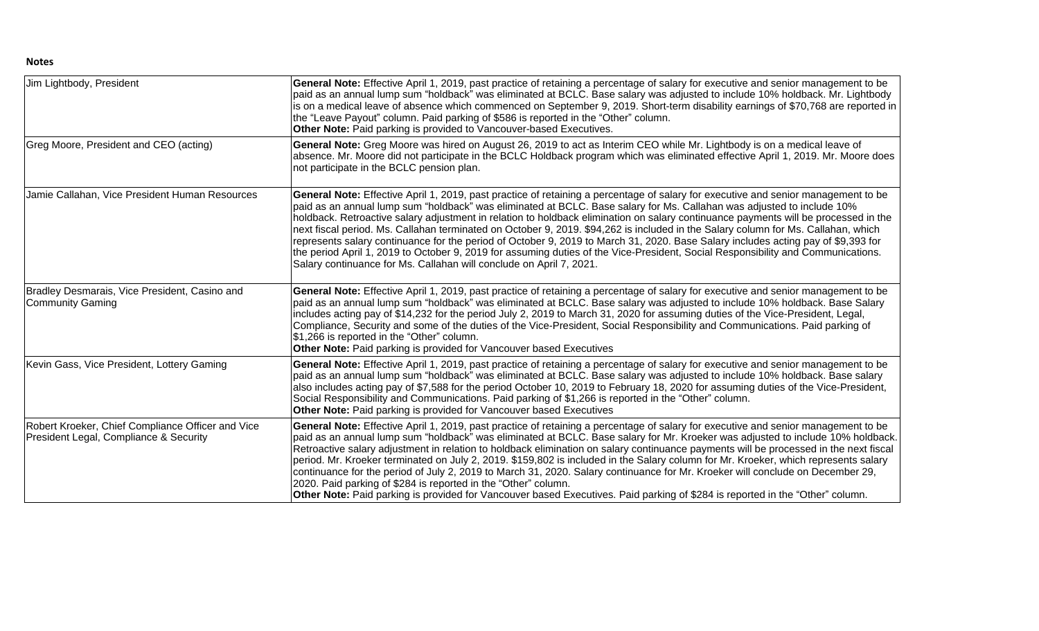**Notes**

| | |
|---|---|
| Jim Lightbody, President | **General Note:** Effective April 1, 2019, past practice of retaining a percentage of salary for executive and senior management to be paid as an annual lump sum "holdback" was eliminated at BCLC. Base salary was adjusted to include 10% holdback. Mr. Lightbody is on a medical leave of absence which commenced on September 9, 2019. Short-term disability earnings of $70,768 are reported in the "Leave Payout" column. Paid parking of $586 is reported in the "Other" column.<br>**Other Note:** Paid parking is provided to Vancouver-based Executives. |
| Greg Moore, President and CEO (acting) | **General Note:** Greg Moore was hired on August 26, 2019 to act as Interim CEO while Mr. Lightbody is on a medical leave of absence. Mr. Moore did not participate in the BCLC Holdback program which was eliminated effective April 1, 2019. Mr. Moore does not participate in the BCLC pension plan. |
| Jamie Callahan, Vice President Human Resources | **General Note:** Effective April 1, 2019, past practice of retaining a percentage of salary for executive and senior management to be paid as an annual lump sum "holdback" was eliminated at BCLC. Base salary for Ms. Callahan was adjusted to include 10% holdback. Retroactive salary adjustment in relation to holdback elimination on salary continuance payments will be processed in the next fiscal period. Ms. Callahan terminated on October 9, 2019. $94,262 is included in the Salary column for Ms. Callahan, which represents salary continuance for the period of October 9, 2019 to March 31, 2020. Base Salary includes acting pay of $9,393 for the period April 1, 2019 to October 9, 2019 for assuming duties of the Vice-President, Social Responsibility and Communications. Salary continuance for Ms. Callahan will conclude on April 7, 2021. |
| Bradley Desmarais, Vice President, Casino and Community Gaming | **General Note:** Effective April 1, 2019, past practice of retaining a percentage of salary for executive and senior management to be paid as an annual lump sum "holdback" was eliminated at BCLC. Base salary was adjusted to include 10% holdback. Base Salary includes acting pay of $14,232 for the period July 2, 2019 to March 31, 2020 for assuming duties of the Vice-President, Legal, Compliance, Security and some of the duties of the Vice-President, Social Responsibility and Communications. Paid parking of $1,266 is reported in the "Other" column.<br>**Other Note:** Paid parking is provided for Vancouver based Executives |
| Kevin Gass, Vice President, Lottery Gaming | **General Note:** Effective April 1, 2019, past practice of retaining a percentage of salary for executive and senior management to be paid as an annual lump sum "holdback" was eliminated at BCLC. Base salary was adjusted to include 10% holdback. Base salary also includes acting pay of $7,588 for the period October 10, 2019 to February 18, 2020 for assuming duties of the Vice-President, Social Responsibility and Communications. Paid parking of $1,266 is reported in the "Other" column.<br>**Other Note:** Paid parking is provided for Vancouver based Executives |
| Robert Kroeker, Chief Compliance Officer and Vice President Legal, Compliance & Security | **General Note:** Effective April 1, 2019, past practice of retaining a percentage of salary for executive and senior management to be paid as an annual lump sum "holdback" was eliminated at BCLC. Base salary for Mr. Kroeker was adjusted to include 10% holdback. Retroactive salary adjustment in relation to holdback elimination on salary continuance payments will be processed in the next fiscal period. Mr. Kroeker terminated on July 2, 2019. $159,802 is included in the Salary column for Mr. Kroeker, which represents salary continuance for the period of July 2, 2019 to March 31, 2020. Salary continuance for Mr. Kroeker will conclude on December 29, 2020. Paid parking of $284 is reported in the "Other" column.<br>**Other Note:** Paid parking is provided for Vancouver based Executives. Paid parking of $284 is reported in the "Other" column. |